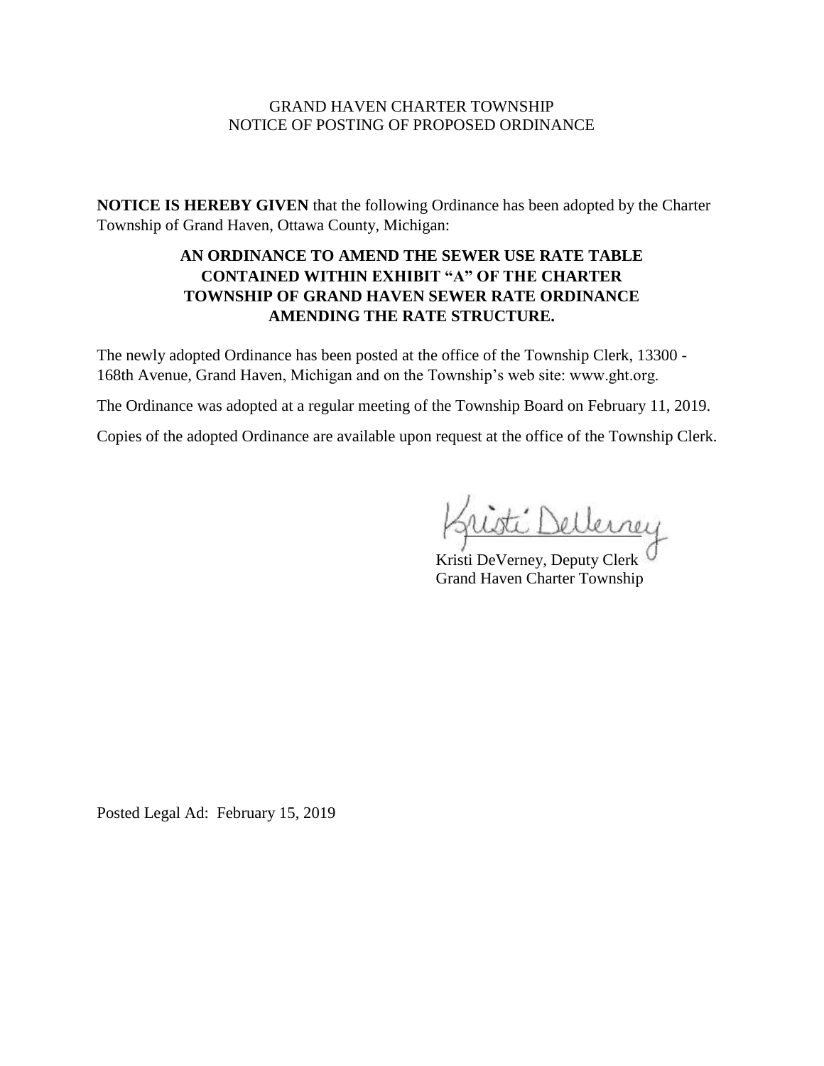GRAND HAVEN CHARTER TOWNSHIP
NOTICE OF POSTING OF PROPOSED ORDINANCE

**NOTICE IS HEREBY GIVEN** that the following Ordinance has been adopted by the Charter Township of Grand Haven, Ottawa County, Michigan:

**AN ORDINANCE TO AMEND THE SEWER USE RATE TABLE CONTAINED WITHIN EXHIBIT "A" OF THE CHARTER TOWNSHIP OF GRAND HAVEN SEWER RATE ORDINANCE AMENDING THE RATE STRUCTURE.**

The newly adopted Ordinance has been posted at the office of the Township Clerk, 13300 - 168th Avenue, Grand Haven, Michigan and on the Township's web site: www.ght.org.

The Ordinance was adopted at a regular meeting of the Township Board on February 11, 2019.

Copies of the adopted Ordinance are available upon request at the office of the Township Clerk.

Kristi DeVerney, Deputy Clerk
Grand Haven Charter Township

Posted Legal Ad: February 15, 2019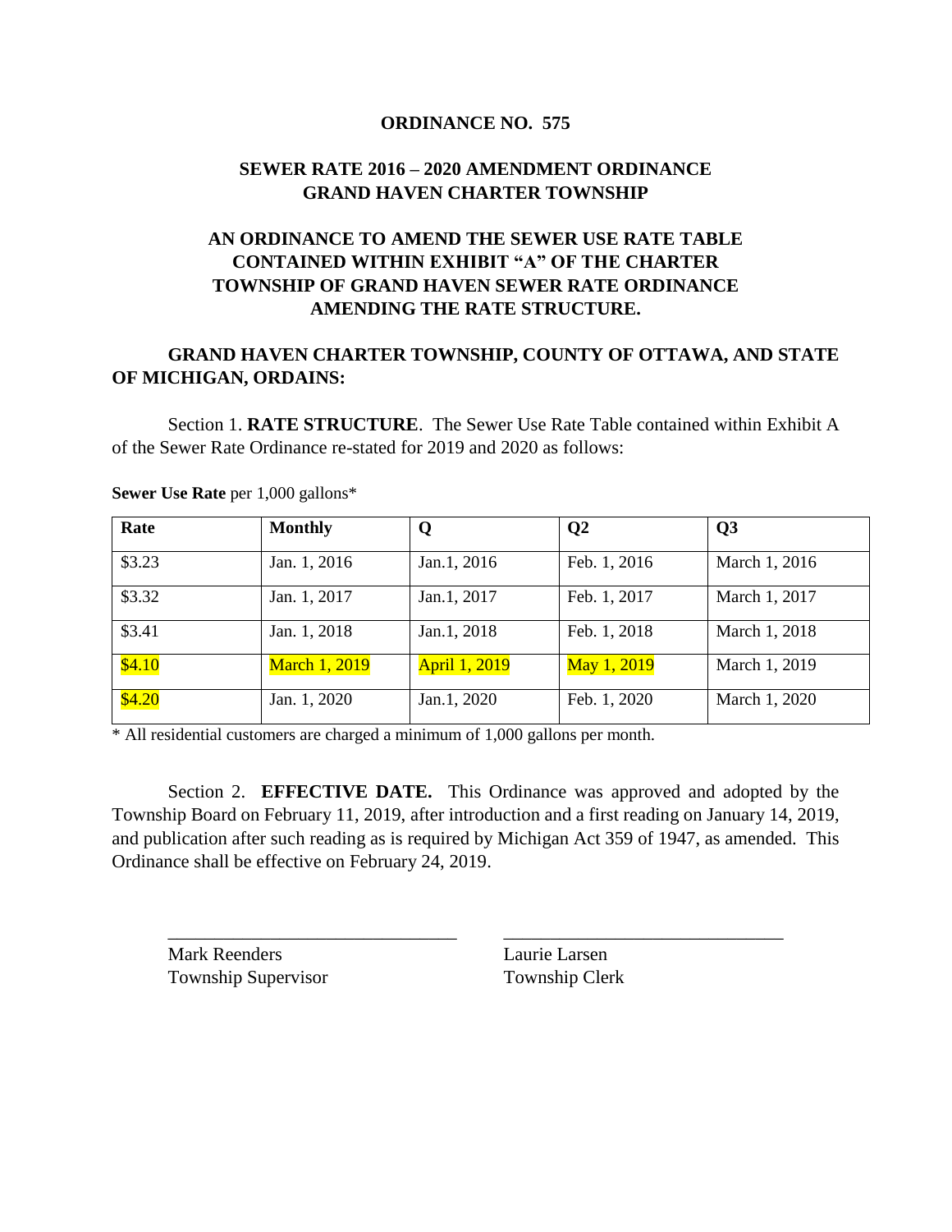**ORDINANCE NO. 575**

**SEWER RATE 2016 – 2020 AMENDMENT ORDINANCE**
**GRAND HAVEN CHARTER TOWNSHIP**

**AN ORDINANCE TO AMEND THE SEWER USE RATE TABLE CONTAINED WITHIN EXHIBIT "A" OF THE CHARTER TOWNSHIP OF GRAND HAVEN SEWER RATE ORDINANCE AMENDING THE RATE STRUCTURE.**

**GRAND HAVEN CHARTER TOWNSHIP, COUNTY OF OTTAWA, AND STATE OF MICHIGAN, ORDAINS:**

Section 1. **RATE STRUCTURE**. The Sewer Use Rate Table contained within Exhibit A of the Sewer Rate Ordinance re-stated for 2019 and 2020 as follows:

**Sewer Use Rate** per 1,000 gallons*

| Rate | Monthly | Q | Q2 | Q3 |
|---|---|---|---|---|
| $3.23 | Jan. 1, 2016 | Jan.1, 2016 | Feb. 1, 2016 | March 1, 2016 |
| $3.32 | Jan. 1, 2017 | Jan.1, 2017 | Feb. 1, 2017 | March 1, 2017 |
| $3.41 | Jan. 1, 2018 | Jan.1, 2018 | Feb. 1, 2018 | March 1, 2018 |
| $4.10 | March 1, 2019 | April 1, 2019 | May 1, 2019 | March 1, 2019 |
| $4.20 | Jan. 1, 2020 | Jan.1, 2020 | Feb. 1, 2020 | March 1, 2020 |

* All residential customers are charged a minimum of 1,000 gallons per month.

Section 2. **EFFECTIVE DATE.** This Ordinance was approved and adopted by the Township Board on February 11, 2019, after introduction and a first reading on January 14, 2019, and publication after such reading as is required by Michigan Act 359 of 1947, as amended. This Ordinance shall be effective on February 24, 2019.

\_\_\_\_\_\_\_\_\_\_\_\_\_\_\_\_\_\_\_\_\_\_\_\_\_\_\_\_\_\_
Mark Reenders
Township Supervisor

\_\_\_\_\_\_\_\_\_\_\_\_\_\_\_\_\_\_\_\_\_\_\_\_\_\_\_\_\_\_
Laurie Larsen
Township Clerk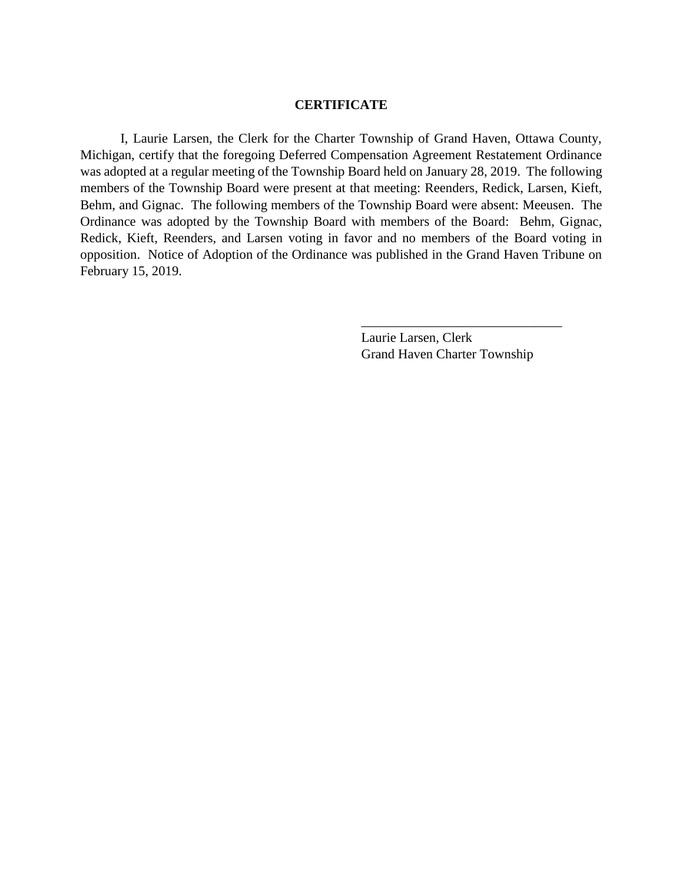# CERTIFICATE

I, Laurie Larsen, the Clerk for the Charter Township of Grand Haven, Ottawa County, Michigan, certify that the foregoing Deferred Compensation Agreement Restatement Ordinance was adopted at a regular meeting of the Township Board held on January 28, 2019. The following members of the Township Board were present at that meeting: Reenders, Redick, Larsen, Kieft, Behm, and Gignac. The following members of the Township Board were absent: Meeusen. The Ordinance was adopted by the Township Board with members of the Board: Behm, Gignac, Redick, Kieft, Reenders, and Larsen voting in favor and no members of the Board voting in opposition. Notice of Adoption of the Ordinance was published in the Grand Haven Tribune on February 15, 2019.

_______________________________

Laurie Larsen, Clerk
Grand Haven Charter Township